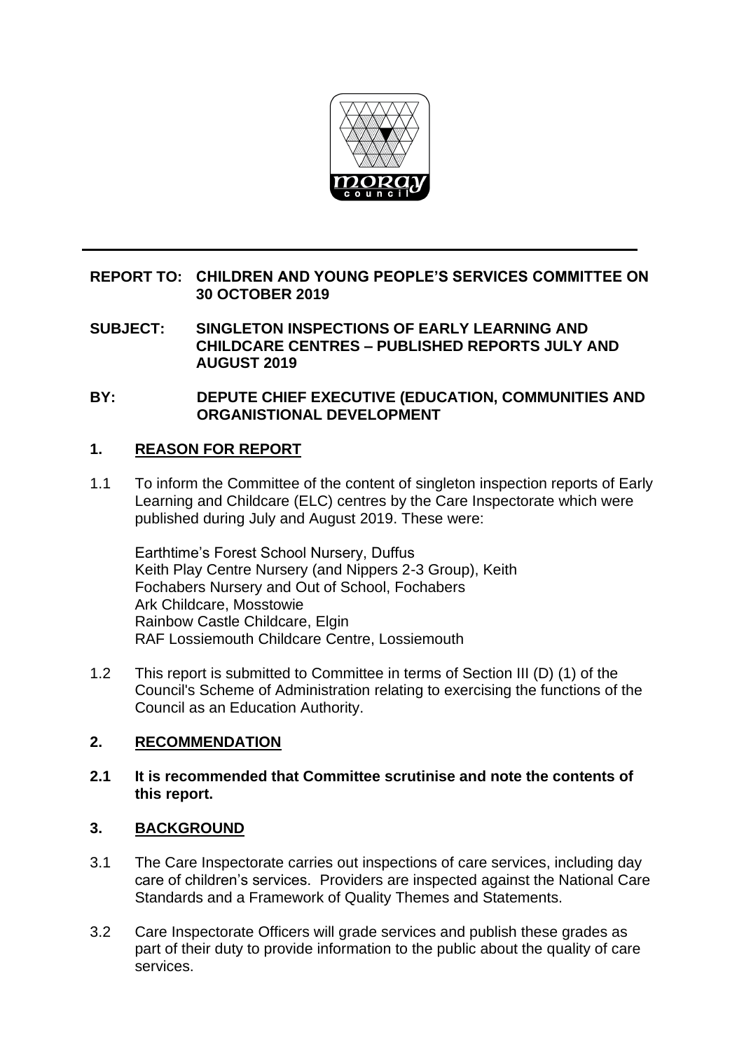**REPORT TO: CHILDREN AND YOUNG PEOPLE'S SERVICES COMMITTEE ON 30 OCTOBER 2019**

**SUBJECT: SINGLETON INSPECTIONS OF EARLY LEARNING AND CHILDCARE CENTRES – PUBLISHED REPORTS JULY AND AUGUST 2019**

**BY: DEPUTE CHIEF EXECUTIVE (EDUCATION, COMMUNITIES AND ORGANISTIONAL DEVELOPMENT**

## 1. REASON FOR REPORT

1.1 To inform the Committee of the content of singleton inspection reports of Early Learning and Childcare (ELC) centres by the Care Inspectorate which were published during July and August 2019. These were:

Earthtime's Forest School Nursery, Duffus
Keith Play Centre Nursery (and Nippers 2-3 Group), Keith
Fochabers Nursery and Out of School, Fochabers
Ark Childcare, Mosstowie
Rainbow Castle Childcare, Elgin
RAF Lossiemouth Childcare Centre, Lossiemouth

1.2 This report is submitted to Committee in terms of Section III (D) (1) of the Council's Scheme of Administration relating to exercising the functions of the Council as an Education Authority.

## 2. RECOMMENDATION

**2.1 It is recommended that Committee scrutinise and note the contents of this report.**

## 3. BACKGROUND

3.1 The Care Inspectorate carries out inspections of care services, including day care of children's services. Providers are inspected against the National Care Standards and a Framework of Quality Themes and Statements.

3.2 Care Inspectorate Officers will grade services and publish these grades as part of their duty to provide information to the public about the quality of care services.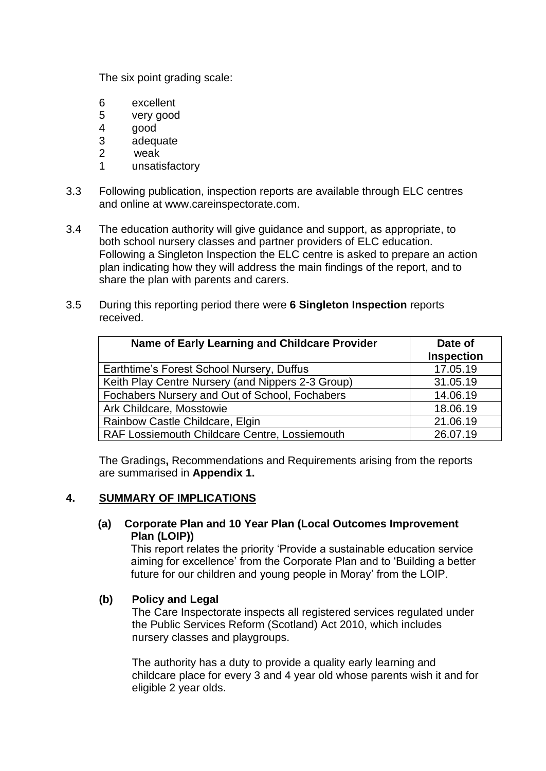The six point grading scale:

6 excellent
5 very good
4 good
3 adequate
2 weak
1 unsatisfactory

3.3 Following publication, inspection reports are available through ELC centres and online at www.careinspectorate.com.

3.4 The education authority will give guidance and support, as appropriate, to both school nursery classes and partner providers of ELC education. Following a Singleton Inspection the ELC centre is asked to prepare an action plan indicating how they will address the main findings of the report, and to share the plan with parents and carers.

3.5 During this reporting period there were **6 Singleton Inspection** reports received.

| Name of Early Learning and Childcare Provider | Date of Inspection |
|---|---|
| Earthtime's Forest School Nursery, Duffus | 17.05.19 |
| Keith Play Centre Nursery (and Nippers 2-3 Group) | 31.05.19 |
| Fochabers Nursery and Out of School, Fochabers | 14.06.19 |
| Ark Childcare, Mosstowie | 18.06.19 |
| Rainbow Castle Childcare, Elgin | 21.06.19 |
| RAF Lossiemouth Childcare Centre, Lossiemouth | 26.07.19 |

The Gradings**,** Recommendations and Requirements arising from the reports are summarised in **Appendix 1.**

## 4. SUMMARY OF IMPLICATIONS

**(a) Corporate Plan and 10 Year Plan (Local Outcomes Improvement Plan (LOIP))**

This report relates the priority 'Provide a sustainable education service aiming for excellence' from the Corporate Plan and to 'Building a better future for our children and young people in Moray' from the LOIP.

**(b) Policy and Legal**

The Care Inspectorate inspects all registered services regulated under the Public Services Reform (Scotland) Act 2010, which includes nursery classes and playgroups.

The authority has a duty to provide a quality early learning and childcare place for every 3 and 4 year old whose parents wish it and for eligible 2 year olds.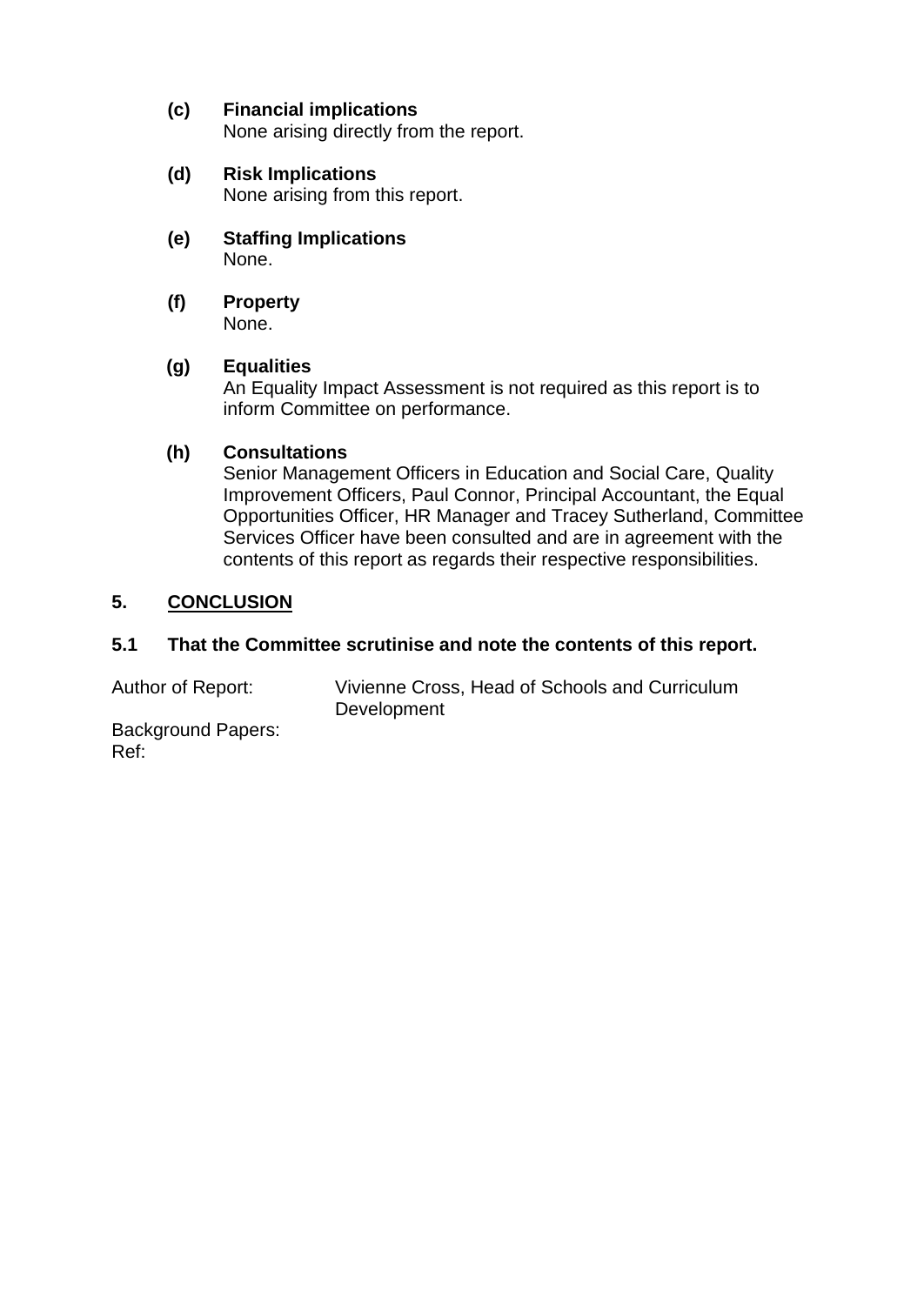**(c) Financial implications**
None arising directly from the report.

**(d) Risk Implications**
None arising from this report.

**(e) Staffing Implications**
None.

**(f) Property**
None.

**(g) Equalities**
An Equality Impact Assessment is not required as this report is to inform Committee on performance.

**(h) Consultations**
Senior Management Officers in Education and Social Care, Quality Improvement Officers, Paul Connor, Principal Accountant, the Equal Opportunities Officer, HR Manager and Tracey Sutherland, Committee Services Officer have been consulted and are in agreement with the contents of this report as regards their respective responsibilities.

## 5. CONCLUSION

**5.1 That the Committee scrutinise and note the contents of this report.**

Author of Report: Vivienne Cross, Head of Schools and Curriculum Development

Background Papers:

Ref: